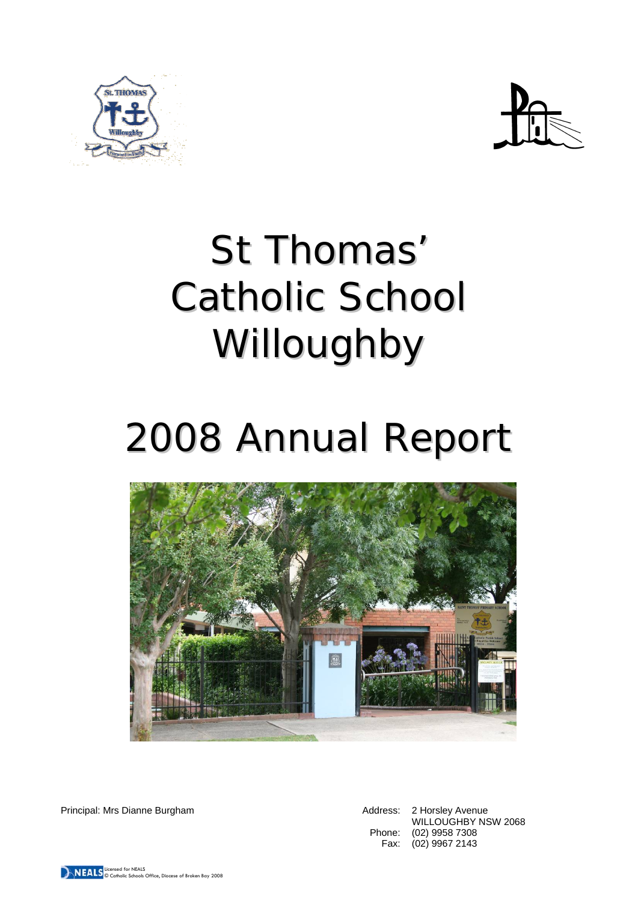# St Thomas' Catholic School Willoughby

# 2008 Annual Report

Principal: Mrs Dianne Burgham

Address: 2 Horsley Avenue
WILLOUGHBY NSW 2068
Phone: (02) 9958 7308
Fax: (02) 9967 2143

Licensed for NEALS
© Catholic Schools Office, Diocese of Broken Bay 2008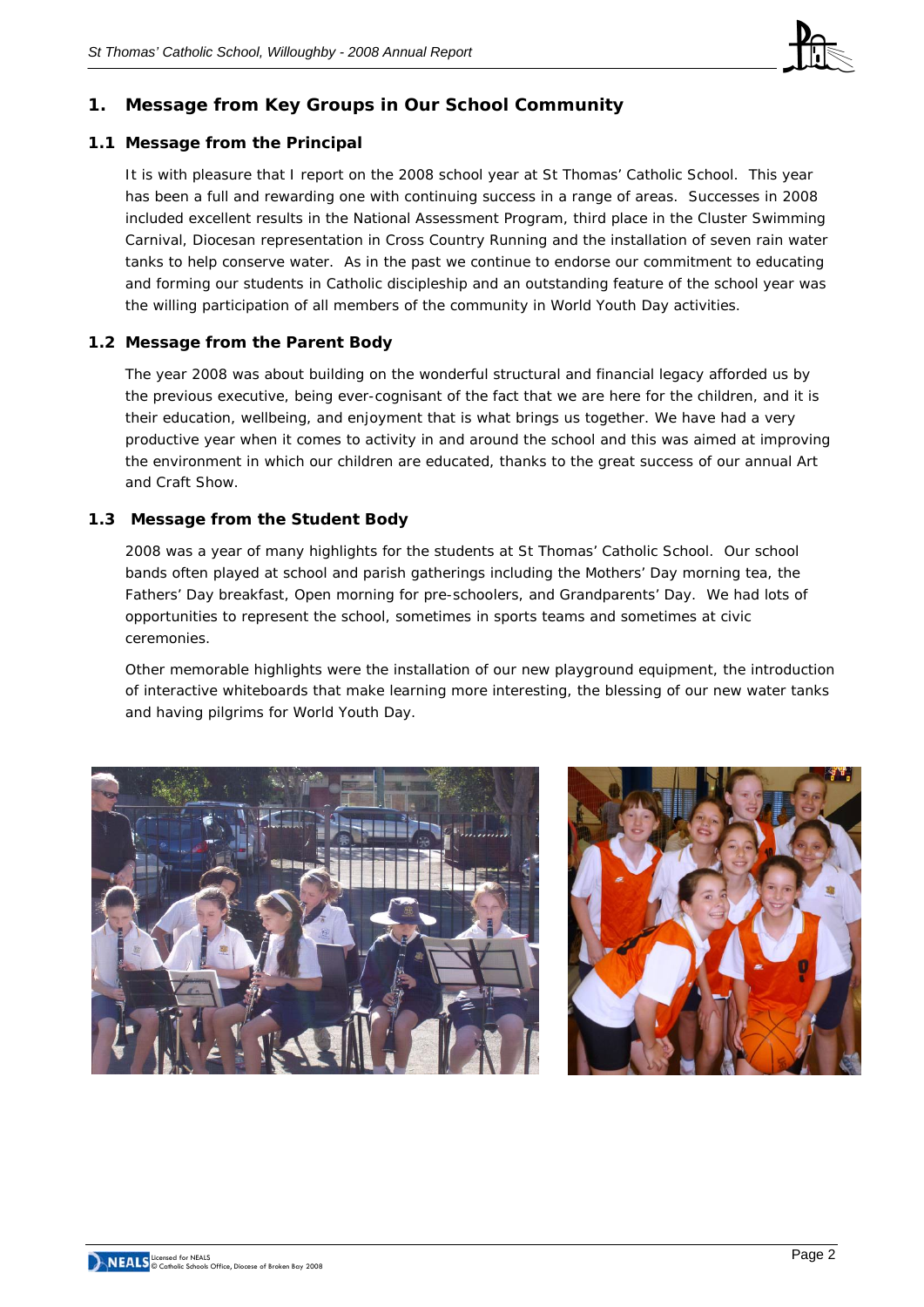# 1. Message from Key Groups in Our School Community

## 1.1 Message from the Principal

It is with pleasure that I report on the 2008 school year at St Thomas' Catholic School. This year has been a full and rewarding one with continuing success in a range of areas. Successes in 2008 included excellent results in the National Assessment Program, third place in the Cluster Swimming Carnival, Diocesan representation in Cross Country Running and the installation of seven rain water tanks to help conserve water. As in the past we continue to endorse our commitment to educating and forming our students in Catholic discipleship and an outstanding feature of the school year was the willing participation of all members of the community in World Youth Day activities.

## 1.2 Message from the Parent Body

The year 2008 was about building on the wonderful structural and financial legacy afforded us by the previous executive, being ever-cognisant of the fact that we are here for the children, and it is their education, wellbeing, and enjoyment that is what brings us together. We have had a very productive year when it comes to activity in and around the school and this was aimed at improving the environment in which our children are educated, thanks to the great success of our annual Art and Craft Show.

## 1.3 Message from the Student Body

2008 was a year of many highlights for the students at St Thomas' Catholic School. Our school bands often played at school and parish gatherings including the Mothers' Day morning tea, the Fathers' Day breakfast, Open morning for pre-schoolers, and Grandparents' Day. We had lots of opportunities to represent the school, sometimes in sports teams and sometimes at civic ceremonies.

Other memorable highlights were the installation of our new playground equipment, the introduction of interactive whiteboards that make learning more interesting, the blessing of our new water tanks and having pilgrims for World Youth Day.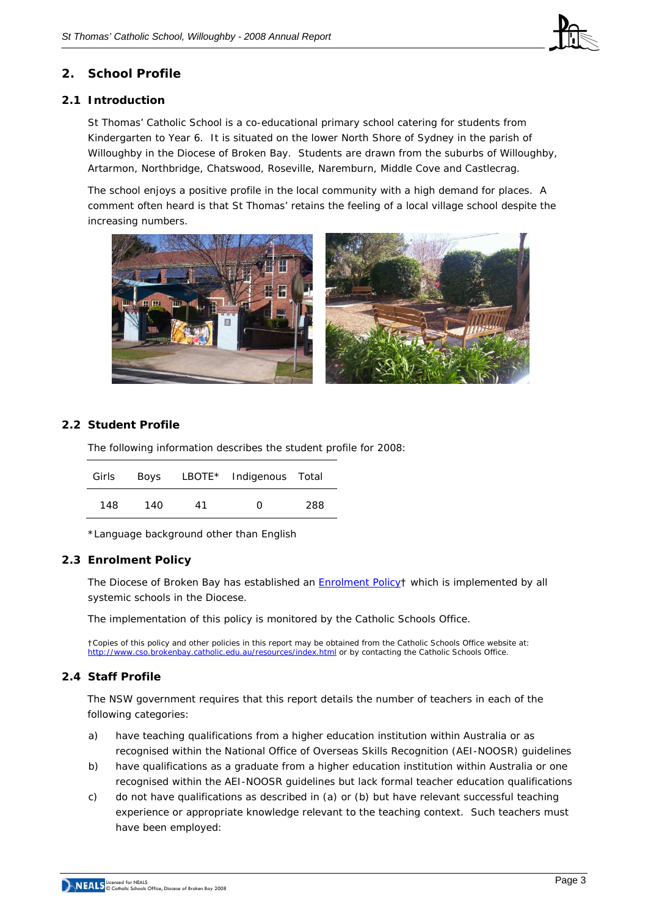## 2. School Profile

### 2.1 Introduction

St Thomas' Catholic School is a co-educational primary school catering for students from Kindergarten to Year 6. It is situated on the lower North Shore of Sydney in the parish of Willoughby in the Diocese of Broken Bay. Students are drawn from the suburbs of Willoughby, Artarmon, Northbridge, Chatswood, Roseville, Naremburn, Middle Cove and Castlecrag.

The school enjoys a positive profile in the local community with a high demand for places. A comment often heard is that St Thomas' retains the feeling of a local village school despite the increasing numbers.

### 2.2 Student Profile

The following information describes the student profile for 2008:

| Girls | Boys | LBOTE* | Indigenous | Total |
|---|---|---|---|---|
| 148 | 140 | 41 | 0 | 288 |

*Language background other than English

### 2.3 Enrolment Policy

The Diocese of Broken Bay has established an Enrolment Policy† which is implemented by all systemic schools in the Diocese.

The implementation of this policy is monitored by the Catholic Schools Office.

†Copies of this policy and other policies in this report may be obtained from the Catholic Schools Office website at: http://www.cso.brokenbay.catholic.edu.au/resources/index.html or by contacting the Catholic Schools Office.

### 2.4 Staff Profile

The NSW government requires that this report details the number of teachers in each of the following categories:

a) have teaching qualifications from a higher education institution within Australia or as recognised within the National Office of Overseas Skills Recognition (AEI-NOOSR) guidelines

b) have qualifications as a graduate from a higher education institution within Australia or one recognised within the AEI-NOOSR guidelines but lack formal teacher education qualifications

c) do not have qualifications as described in (a) or (b) but have relevant successful teaching experience or appropriate knowledge relevant to the teaching context. Such teachers must have been employed: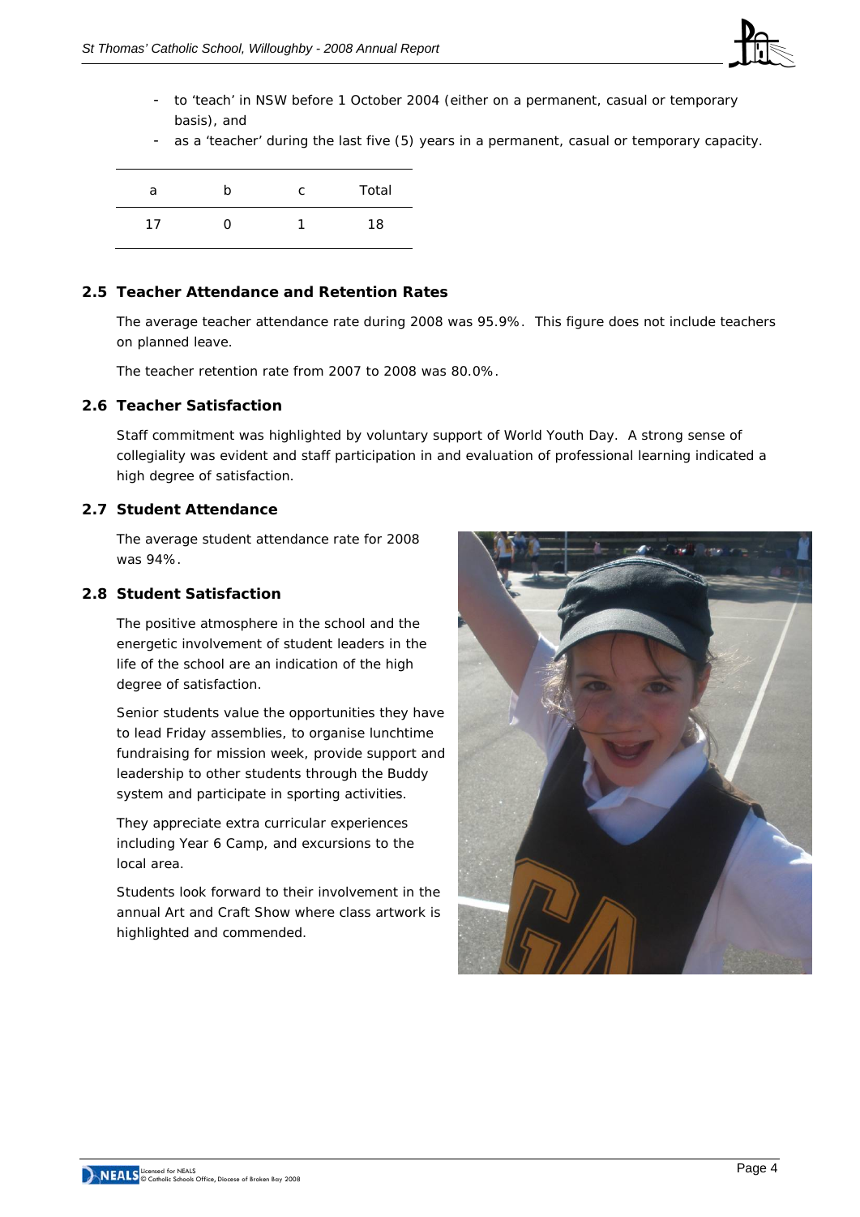- to 'teach' in NSW before 1 October 2004 (either on a permanent, casual or temporary basis), and
- as a 'teacher' during the last five (5) years in a permanent, casual or temporary capacity.

| a | b | c | Total |
|---|---|---|---|
| 17 | 0 | 1 | 18 |

## 2.5 Teacher Attendance and Retention Rates

The average teacher attendance rate during 2008 was 95.9%. This figure does not include teachers on planned leave.

The teacher retention rate from 2007 to 2008 was 80.0%.

## 2.6 Teacher Satisfaction

Staff commitment was highlighted by voluntary support of World Youth Day. A strong sense of collegiality was evident and staff participation in and evaluation of professional learning indicated a high degree of satisfaction.

## 2.7 Student Attendance

The average student attendance rate for 2008 was 94%.

## 2.8 Student Satisfaction

The positive atmosphere in the school and the energetic involvement of student leaders in the life of the school are an indication of the high degree of satisfaction.

Senior students value the opportunities they have to lead Friday assemblies, to organise lunchtime fundraising for mission week, provide support and leadership to other students through the Buddy system and participate in sporting activities.

They appreciate extra curricular experiences including Year 6 Camp, and excursions to the local area.

Students look forward to their involvement in the annual Art and Craft Show where class artwork is highlighted and commended.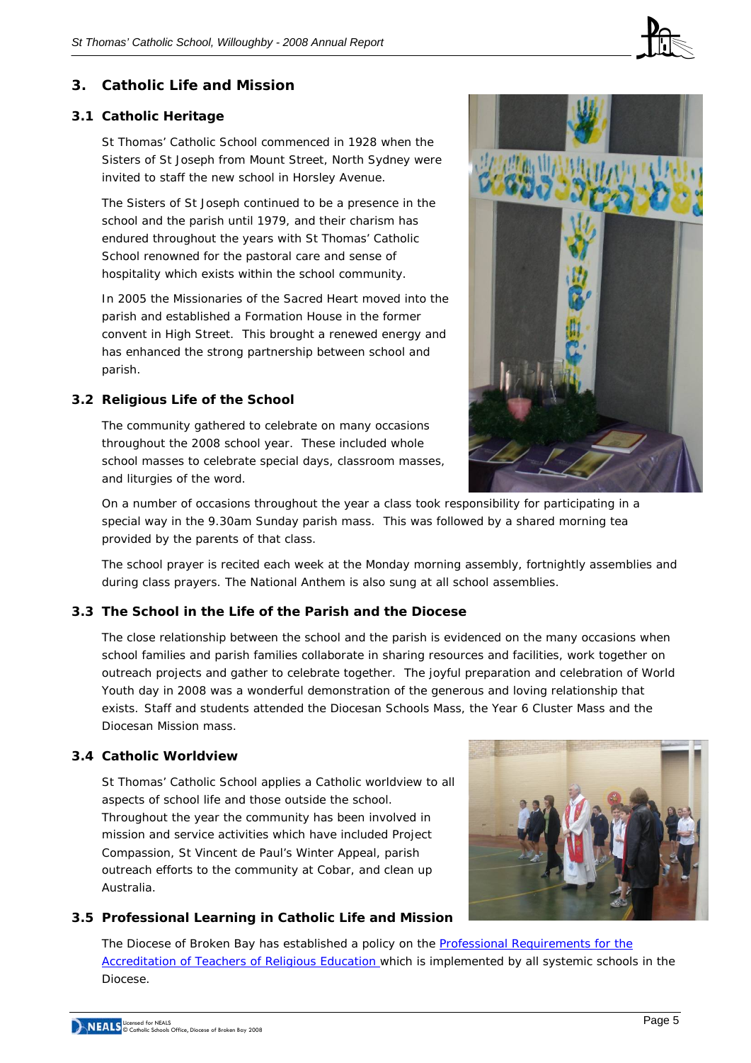## 3. Catholic Life and Mission

### 3.1 Catholic Heritage

St Thomas' Catholic School commenced in 1928 when the Sisters of St Joseph from Mount Street, North Sydney were invited to staff the new school in Horsley Avenue.

The Sisters of St Joseph continued to be a presence in the school and the parish until 1979, and their charism has endured throughout the years with St Thomas' Catholic School renowned for the pastoral care and sense of hospitality which exists within the school community.

In 2005 the Missionaries of the Sacred Heart moved into the parish and established a Formation House in the former convent in High Street. This brought a renewed energy and has enhanced the strong partnership between school and parish.

### 3.2 Religious Life of the School

The community gathered to celebrate on many occasions throughout the 2008 school year. These included whole school masses to celebrate special days, classroom masses, and liturgies of the word.

On a number of occasions throughout the year a class took responsibility for participating in a special way in the 9.30am Sunday parish mass. This was followed by a shared morning tea provided by the parents of that class.

The school prayer is recited each week at the Monday morning assembly, fortnightly assemblies and during class prayers. The National Anthem is also sung at all school assemblies.

### 3.3 The School in the Life of the Parish and the Diocese

The close relationship between the school and the parish is evidenced on the many occasions when school families and parish families collaborate in sharing resources and facilities, work together on outreach projects and gather to celebrate together. The joyful preparation and celebration of World Youth day in 2008 was a wonderful demonstration of the generous and loving relationship that exists. Staff and students attended the Diocesan Schools Mass, the Year 6 Cluster Mass and the Diocesan Mission mass.

### 3.4 Catholic Worldview

St Thomas' Catholic School applies a Catholic worldview to all aspects of school life and those outside the school. Throughout the year the community has been involved in mission and service activities which have included Project Compassion, St Vincent de Paul's Winter Appeal, parish outreach efforts to the community at Cobar, and clean up Australia.

### 3.5 Professional Learning in Catholic Life and Mission

The Diocese of Broken Bay has established a policy on the Professional Requirements for the Accreditation of Teachers of Religious Education which is implemented by all systemic schools in the Diocese.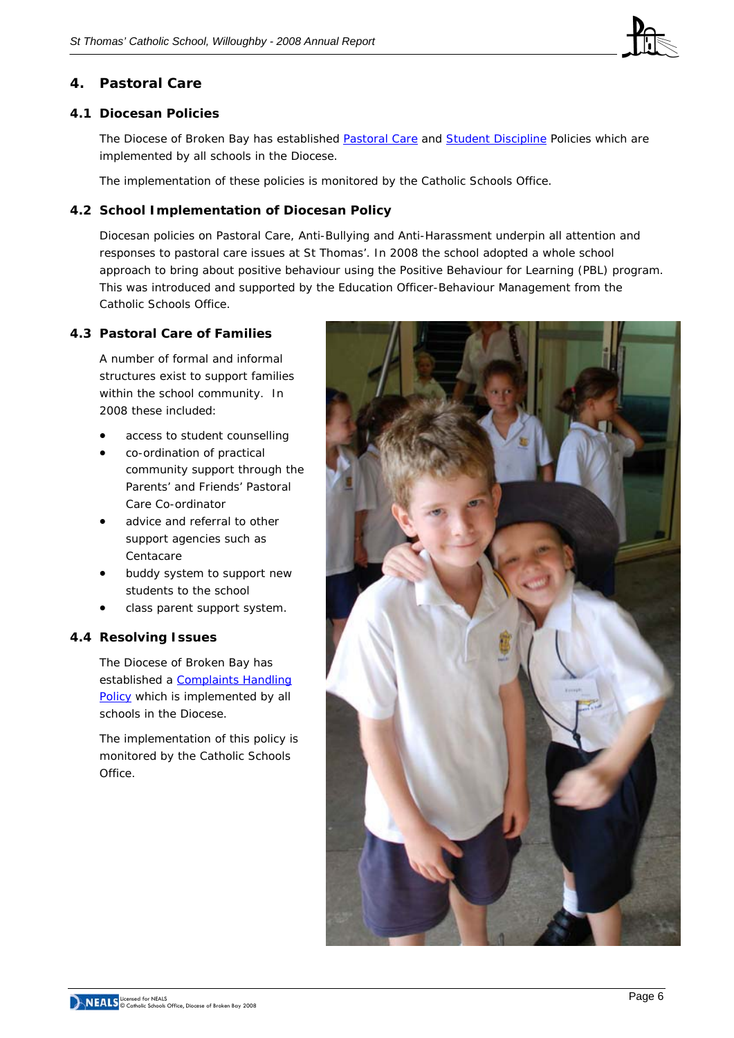## 4. Pastoral Care

### 4.1 Diocesan Policies

The Diocese of Broken Bay has established Pastoral Care and Student Discipline Policies which are implemented by all schools in the Diocese.

The implementation of these policies is monitored by the Catholic Schools Office.

### 4.2 School Implementation of Diocesan Policy

Diocesan policies on Pastoral Care, Anti-Bullying and Anti-Harassment underpin all attention and responses to pastoral care issues at St Thomas'. In 2008 the school adopted a whole school approach to bring about positive behaviour using the Positive Behaviour for Learning (PBL) program. This was introduced and supported by the Education Officer-Behaviour Management from the Catholic Schools Office.

### 4.3 Pastoral Care of Families

A number of formal and informal structures exist to support families within the school community. In 2008 these included:

- access to student counselling
- co-ordination of practical community support through the Parents' and Friends' Pastoral Care Co-ordinator
- advice and referral to other support agencies such as Centacare
- buddy system to support new students to the school
- class parent support system.

### 4.4 Resolving Issues

The Diocese of Broken Bay has established a Complaints Handling Policy which is implemented by all schools in the Diocese.

The implementation of this policy is monitored by the Catholic Schools Office.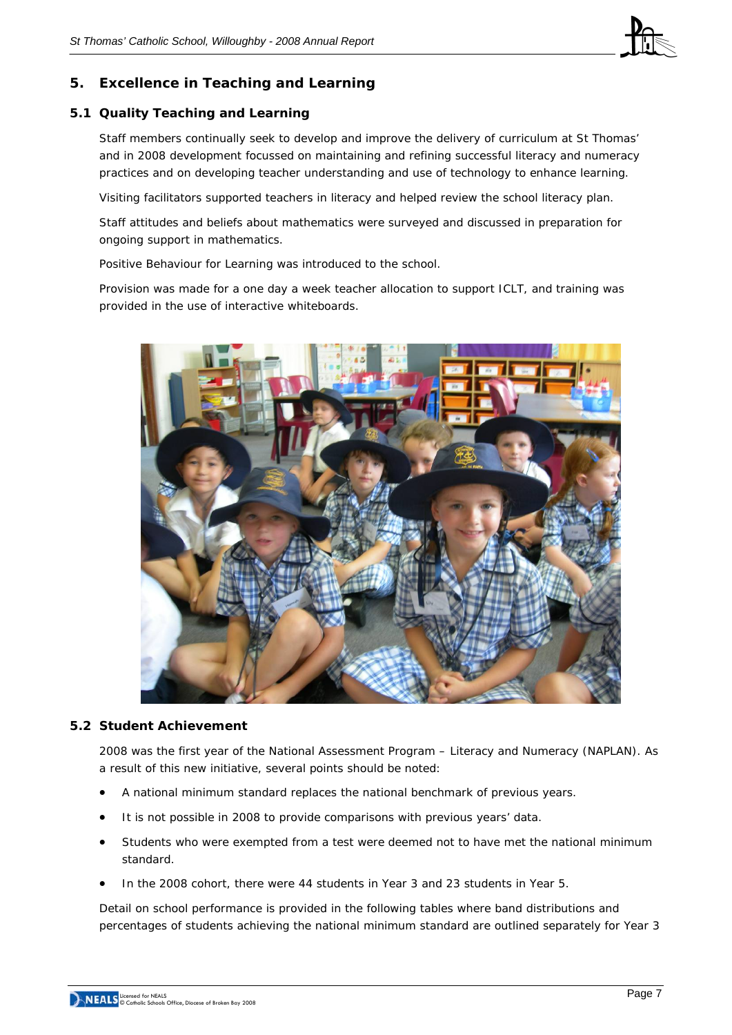## 5. Excellence in Teaching and Learning

### 5.1 Quality Teaching and Learning

Staff members continually seek to develop and improve the delivery of curriculum at St Thomas' and in 2008 development focussed on maintaining and refining successful literacy and numeracy practices and on developing teacher understanding and use of technology to enhance learning.

Visiting facilitators supported teachers in literacy and helped review the school literacy plan.

Staff attitudes and beliefs about mathematics were surveyed and discussed in preparation for ongoing support in mathematics.

Positive Behaviour for Learning was introduced to the school.

Provision was made for a one day a week teacher allocation to support ICLT, and training was provided in the use of interactive whiteboards.

### 5.2 Student Achievement

2008 was the first year of the National Assessment Program – Literacy and Numeracy (NAPLAN). As a result of this new initiative, several points should be noted:

- A national minimum standard replaces the national benchmark of previous years.
- It is not possible in 2008 to provide comparisons with previous years' data.
- Students who were exempted from a test were deemed not to have met the national minimum standard.
- In the 2008 cohort, there were 44 students in Year 3 and 23 students in Year 5.

Detail on school performance is provided in the following tables where band distributions and percentages of students achieving the national minimum standard are outlined separately for Year 3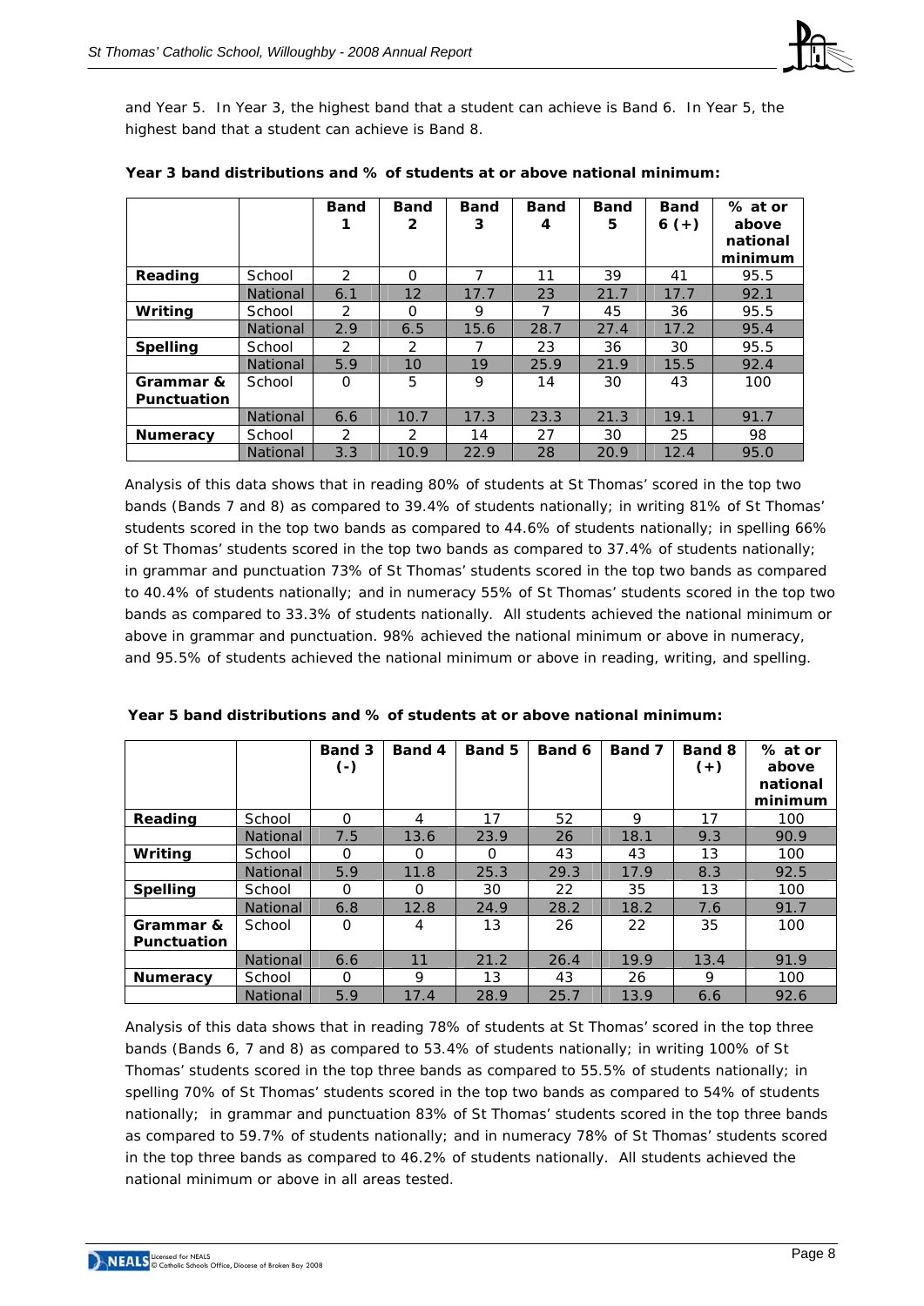and Year 5. In Year 3, the highest band that a student can achieve is Band 6. In Year 5, the highest band that a student can achieve is Band 8.

**Year 3 band distributions and % of students at or above national minimum:**

| | | Band 1 | Band 2 | Band 3 | Band 4 | Band 5 | Band 6 (+) | % at or above national minimum |
|---|---|---|---|---|---|---|---|---|
| **Reading** | School | 2 | 0 | 7 | 11 | 39 | 41 | 95.5 |
| | National | 6.1 | 12 | 17.7 | 23 | 21.7 | 17.7 | 92.1 |
| **Writing** | School | 2 | 0 | 9 | 7 | 45 | 36 | 95.5 |
| | National | 2.9 | 6.5 | 15.6 | 28.7 | 27.4 | 17.2 | 95.4 |
| **Spelling** | School | 2 | 2 | 7 | 23 | 36 | 30 | 95.5 |
| | National | 5.9 | 10 | 19 | 25.9 | 21.9 | 15.5 | 92.4 |
| **Grammar & Punctuation** | School | 0 | 5 | 9 | 14 | 30 | 43 | 100 |
| | National | 6.6 | 10.7 | 17.3 | 23.3 | 21.3 | 19.1 | 91.7 |
| **Numeracy** | School | 2 | 2 | 14 | 27 | 30 | 25 | 98 |
| | National | 3.3 | 10.9 | 22.9 | 28 | 20.9 | 12.4 | 95.0 |

Analysis of this data shows that in reading 80% of students at St Thomas' scored in the top two bands (Bands 7 and 8) as compared to 39.4% of students nationally; in writing 81% of St Thomas' students scored in the top two bands as compared to 44.6% of students nationally; in spelling 66% of St Thomas' students scored in the top two bands as compared to 37.4% of students nationally; in grammar and punctuation 73% of St Thomas' students scored in the top two bands as compared to 40.4% of students nationally; and in numeracy 55% of St Thomas' students scored in the top two bands as compared to 33.3% of students nationally. All students achieved the national minimum or above in grammar and punctuation. 98% achieved the national minimum or above in numeracy, and 95.5% of students achieved the national minimum or above in reading, writing, and spelling.

**Year 5 band distributions and % of students at or above national minimum:**

| | | Band 3 (-) | Band 4 | Band 5 | Band 6 | Band 7 | Band 8 (+) | % at or above national minimum |
|---|---|---|---|---|---|---|---|---|
| **Reading** | School | 0 | 4 | 17 | 52 | 9 | 17 | 100 |
| | National | 7.5 | 13.6 | 23.9 | 26 | 18.1 | 9.3 | 90.9 |
| **Writing** | School | 0 | 0 | 0 | 43 | 43 | 13 | 100 |
| | National | 5.9 | 11.8 | 25.3 | 29.3 | 17.9 | 8.3 | 92.5 |
| **Spelling** | School | 0 | 0 | 30 | 22 | 35 | 13 | 100 |
| | National | 6.8 | 12.8 | 24.9 | 28.2 | 18.2 | 7.6 | 91.7 |
| **Grammar & Punctuation** | School | 0 | 4 | 13 | 26 | 22 | 35 | 100 |
| | National | 6.6 | 11 | 21.2 | 26.4 | 19.9 | 13.4 | 91.9 |
| **Numeracy** | School | 0 | 9 | 13 | 43 | 26 | 9 | 100 |
| | National | 5.9 | 17.4 | 28.9 | 25.7 | 13.9 | 6.6 | 92.6 |

Analysis of this data shows that in reading 78% of students at St Thomas' scored in the top three bands (Bands 6, 7 and 8) as compared to 53.4% of students nationally; in writing 100% of St Thomas' students scored in the top three bands as compared to 55.5% of students nationally; in spelling 70% of St Thomas' students scored in the top two bands as compared to 54% of students nationally; in grammar and punctuation 83% of St Thomas' students scored in the top three bands as compared to 59.7% of students nationally; and in numeracy 78% of St Thomas' students scored in the top three bands as compared to 46.2% of students nationally. All students achieved the national minimum or above in all areas tested.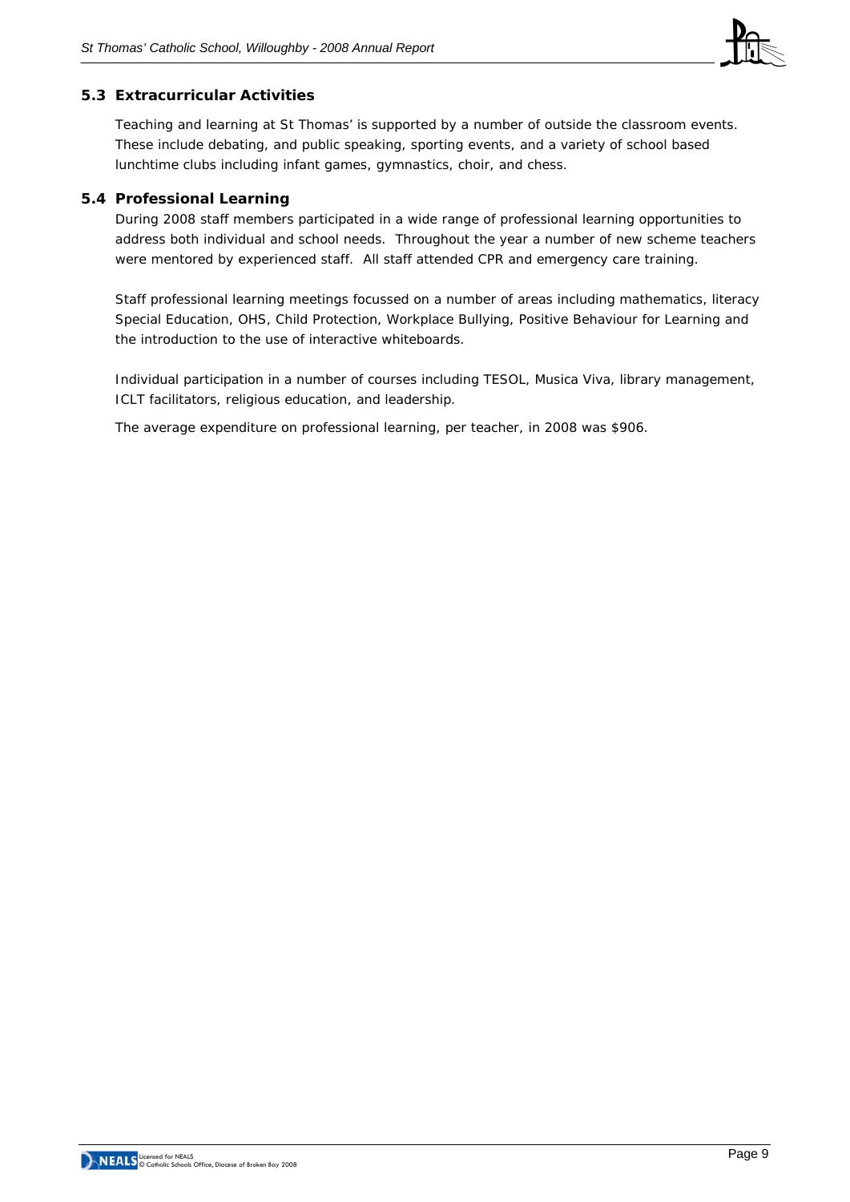### 5.3 Extracurricular Activities

Teaching and learning at St Thomas' is supported by a number of outside the classroom events. These include debating, and public speaking, sporting events, and a variety of school based lunchtime clubs including infant games, gymnastics, choir, and chess.

### 5.4 Professional Learning

During 2008 staff members participated in a wide range of professional learning opportunities to address both individual and school needs. Throughout the year a number of new scheme teachers were mentored by experienced staff. All staff attended CPR and emergency care training.

Staff professional learning meetings focussed on a number of areas including mathematics, literacy Special Education, OHS, Child Protection, Workplace Bullying, Positive Behaviour for Learning and the introduction to the use of interactive whiteboards.

Individual participation in a number of courses including TESOL, Musica Viva, library management, ICLT facilitators, religious education, and leadership.

The average expenditure on professional learning, per teacher, in 2008 was $906.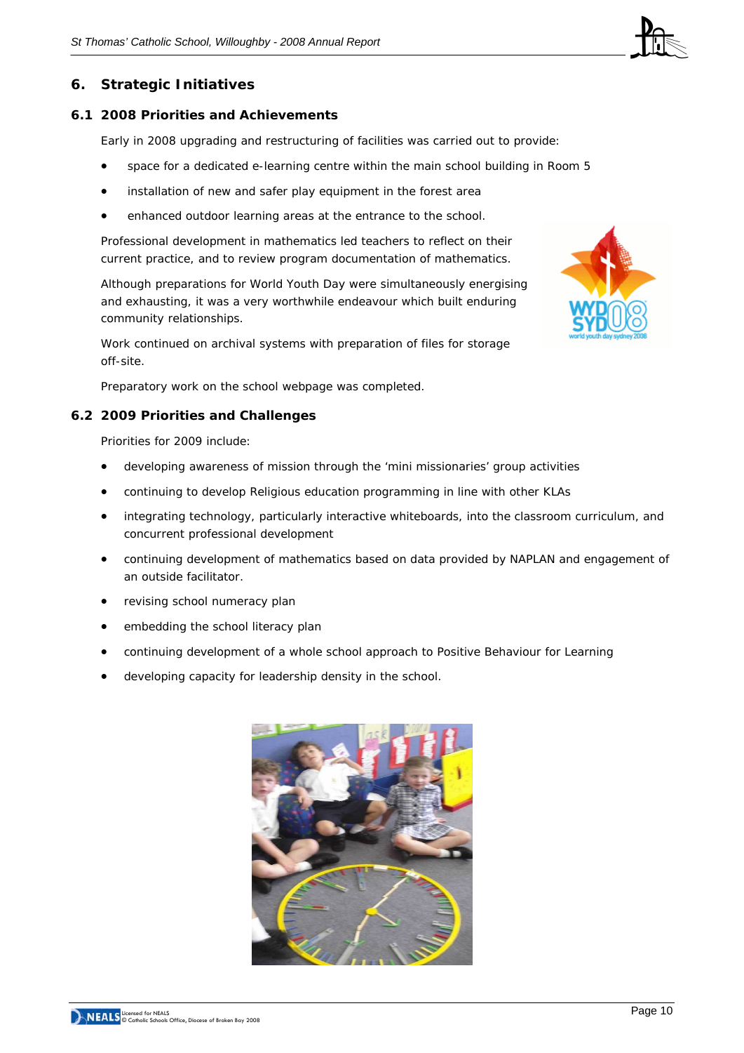# 6. Strategic Initiatives

## 6.1 2008 Priorities and Achievements

Early in 2008 upgrading and restructuring of facilities was carried out to provide:

- space for a dedicated e-learning centre within the main school building in Room 5
- installation of new and safer play equipment in the forest area
- enhanced outdoor learning areas at the entrance to the school.

Professional development in mathematics led teachers to reflect on their current practice, and to review program documentation of mathematics.

Although preparations for World Youth Day were simultaneously energising and exhausting, it was a very worthwhile endeavour which built enduring community relationships.

Work continued on archival systems with preparation of files for storage off-site.

Preparatory work on the school webpage was completed.

## 6.2 2009 Priorities and Challenges

Priorities for 2009 include:

- developing awareness of mission through the 'mini missionaries' group activities
- continuing to develop Religious education programming in line with other KLAs
- integrating technology, particularly interactive whiteboards, into the classroom curriculum, and concurrent professional development
- continuing development of mathematics based on data provided by NAPLAN and engagement of an outside facilitator.
- revising school numeracy plan
- embedding the school literacy plan
- continuing development of a whole school approach to Positive Behaviour for Learning
- developing capacity for leadership density in the school.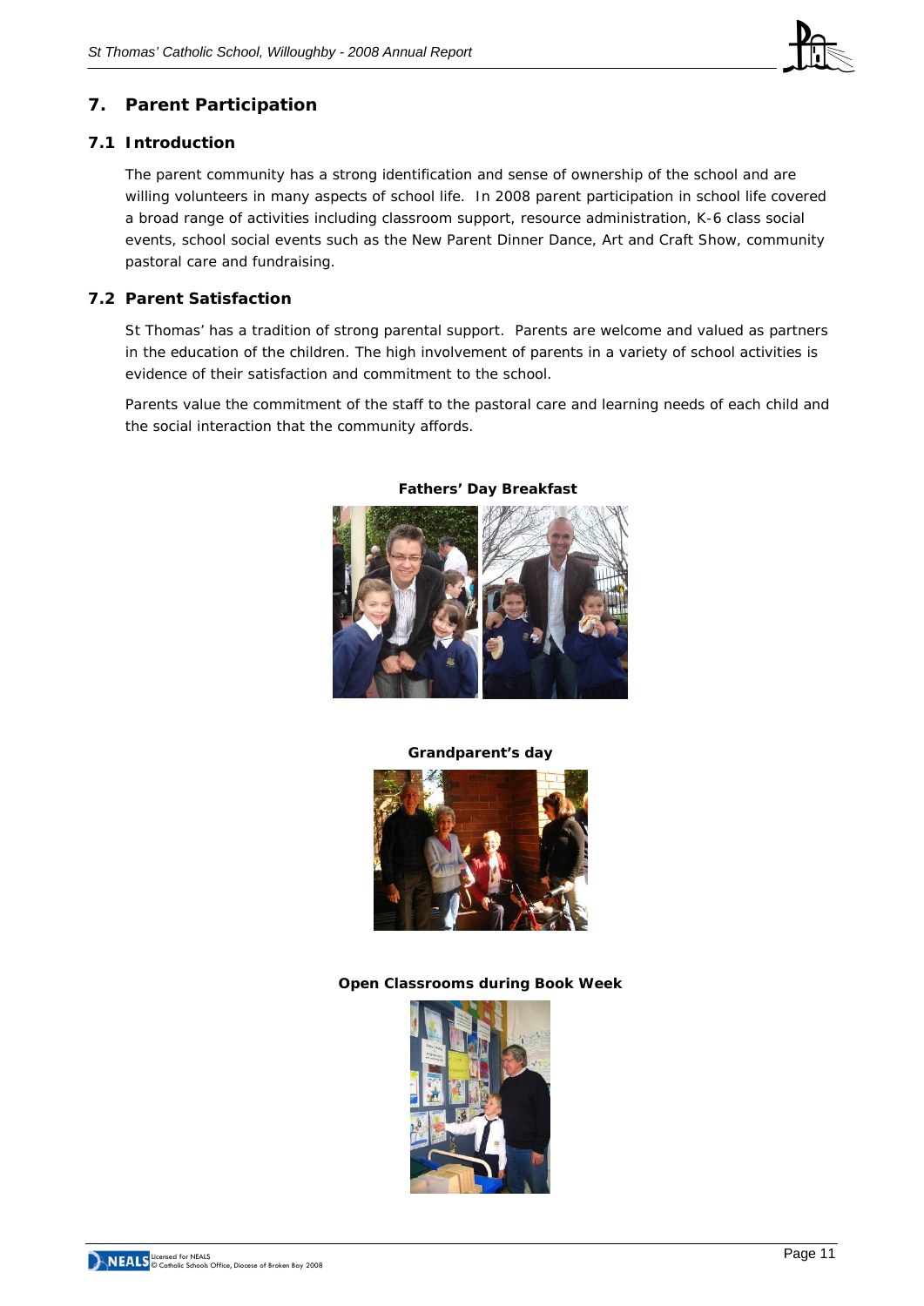## 7. Parent Participation

### 7.1 Introduction

The parent community has a strong identification and sense of ownership of the school and are willing volunteers in many aspects of school life. In 2008 parent participation in school life covered a broad range of activities including classroom support, resource administration, K-6 class social events, school social events such as the New Parent Dinner Dance, Art and Craft Show, community pastoral care and fundraising.

### 7.2 Parent Satisfaction

St Thomas' has a tradition of strong parental support. Parents are welcome and valued as partners in the education of the children. The high involvement of parents in a variety of school activities is evidence of their satisfaction and commitment to the school.

Parents value the commitment of the staff to the pastoral care and learning needs of each child and the social interaction that the community affords.

**Fathers' Day Breakfast**

**Grandparent's day**

**Open Classrooms during Book Week**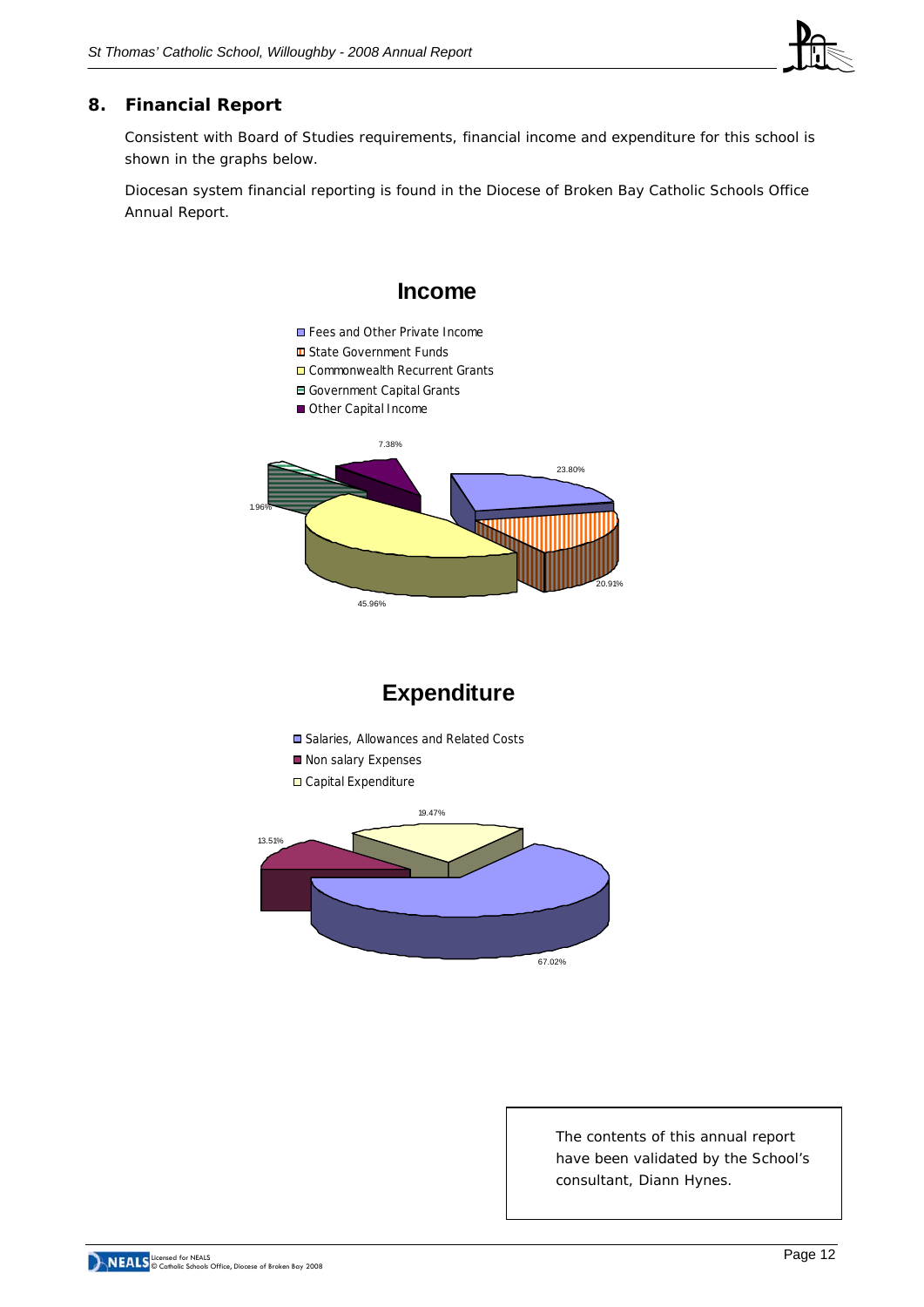## 8. Financial Report

Consistent with Board of Studies requirements, financial income and expenditure for this school is shown in the graphs below.

Diocesan system financial reporting is found in the Diocese of Broken Bay Catholic Schools Office Annual Report.

**Income**

Fees and Other Private Income
State Government Funds
Commonwealth Recurrent Grants
Government Capital Grants
Other Capital Income

7.38%
23.80%
1.96%
20.91%
45.96%

**Expenditure**

Salaries, Allowances and Related Costs
Non salary Expenses
Capital Expenditure

19.47%
13.51%
67.02%

The contents of this annual report have been validated by the School's consultant, Diann Hynes.